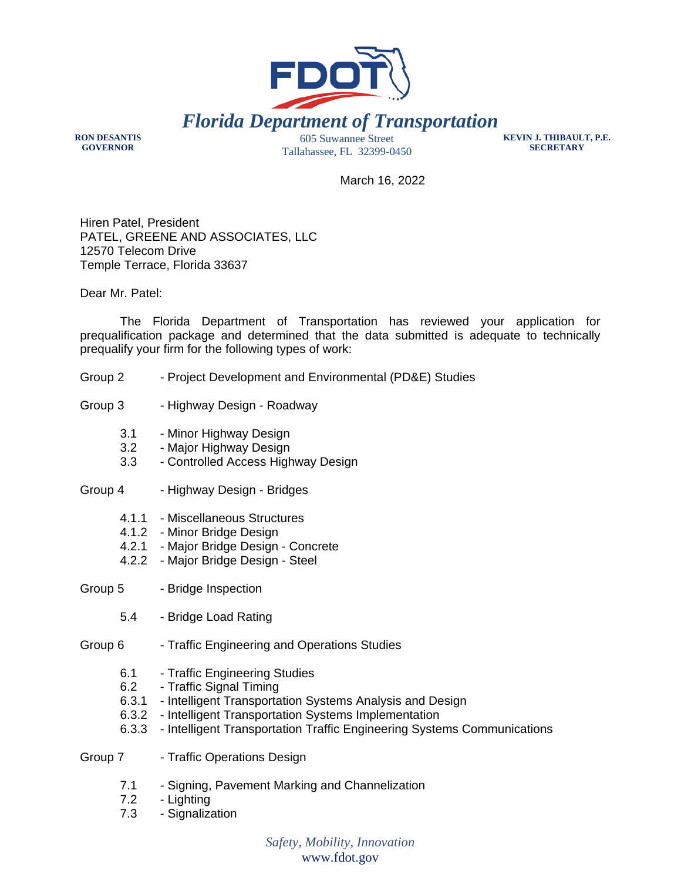# Florida Department of Transportation

**RON DESANTIS**
**GOVERNOR**

605 Suwannee Street
Tallahassee, FL 32399-0450

**KEVIN J. THIBAULT, P.E.**
**SECRETARY**

March 16, 2022

Hiren Patel, President
PATEL, GREENE AND ASSOCIATES, LLC
12570 Telecom Drive
Temple Terrace, Florida 33637

Dear Mr. Patel:

The Florida Department of Transportation has reviewed your application for prequalification package and determined that the data submitted is adequate to technically prequalify your firm for the following types of work:

Group 2 - Project Development and Environmental (PD&E) Studies

Group 3 - Highway Design - Roadway

- 3.1 - Minor Highway Design
- 3.2 - Major Highway Design
- 3.3 - Controlled Access Highway Design

Group 4 - Highway Design - Bridges

- 4.1.1 - Miscellaneous Structures
- 4.1.2 - Minor Bridge Design
- 4.2.1 - Major Bridge Design - Concrete
- 4.2.2 - Major Bridge Design - Steel

Group 5 - Bridge Inspection

- 5.4 - Bridge Load Rating

Group 6 - Traffic Engineering and Operations Studies

- 6.1 - Traffic Engineering Studies
- 6.2 - Traffic Signal Timing
- 6.3.1 - Intelligent Transportation Systems Analysis and Design
- 6.3.2 - Intelligent Transportation Systems Implementation
- 6.3.3 - Intelligent Transportation Traffic Engineering Systems Communications

Group 7 - Traffic Operations Design

- 7.1 - Signing, Pavement Marking and Channelization
- 7.2 - Lighting
- 7.3 - Signalization

*Safety, Mobility, Innovation*
www.fdot.gov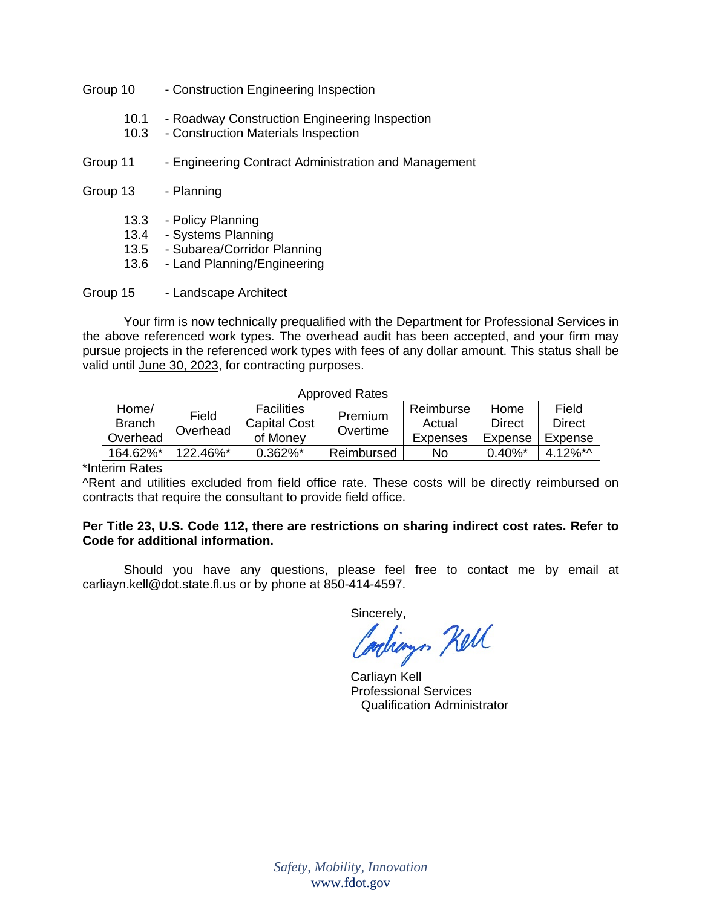Group 10 - Construction Engineering Inspection

- 10.1 - Roadway Construction Engineering Inspection
- 10.3 - Construction Materials Inspection

Group 11 - Engineering Contract Administration and Management

Group 13 - Planning

- 13.3 - Policy Planning
- 13.4 - Systems Planning
- 13.5 - Subarea/Corridor Planning
- 13.6 - Land Planning/Engineering

Group 15 - Landscape Architect

Your firm is now technically prequalified with the Department for Professional Services in the above referenced work types. The overhead audit has been accepted, and your firm may pursue projects in the referenced work types with fees of any dollar amount. This status shall be valid until June 30, 2023, for contracting purposes.

Approved Rates

| Home/ Branch Overhead | Field Overhead | Facilities Capital Cost of Money | Premium Overtime | Reimburse Actual Expenses | Home Direct Expense | Field Direct Expense |
|---|---|---|---|---|---|---|
| 164.62%* | 122.46%* | 0.362%* | Reimbursed | No | 0.40%* | 4.12%*^ |

*Interim Rates

^Rent and utilities excluded from field office rate. These costs will be directly reimbursed on contracts that require the consultant to provide field office.

**Per Title 23, U.S. Code 112, there are restrictions on sharing indirect cost rates. Refer to Code for additional information.**

Should you have any questions, please feel free to contact me by email at carliayn.kell@dot.state.fl.us or by phone at 850-414-4597.

Sincerely,

Carliayn Kell
Professional Services
Qualification Administrator

*Safety, Mobility, Innovation*
www.fdot.gov